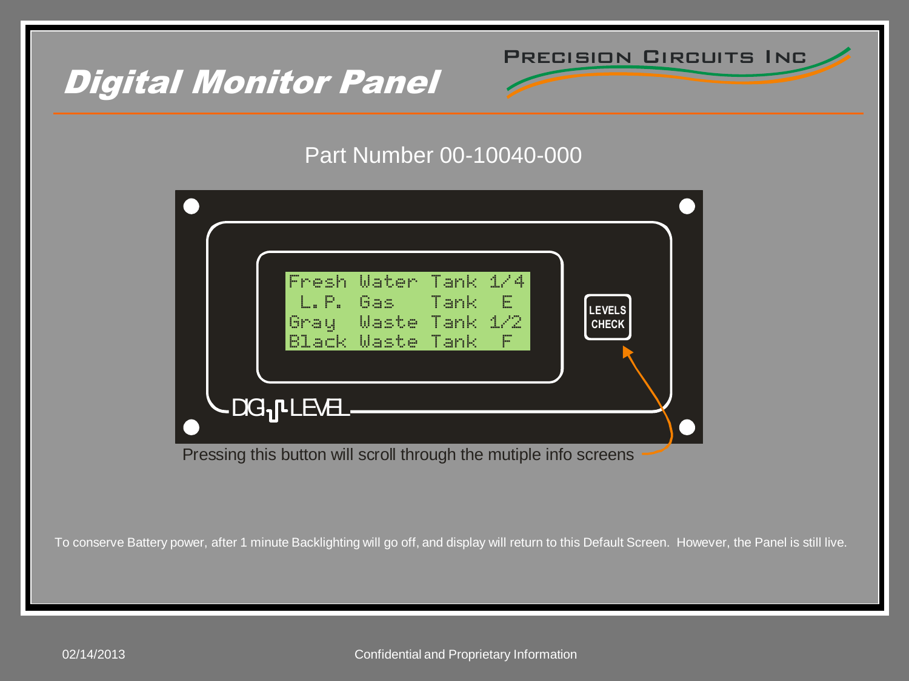# Digital Monitor Panel

PRECISION CIRCUITS INC

## Part Number 00-10040-000

```
Fresh Water Tank 1/4
 L.P. Gas   Tank  E
Gray  Waste Tank 1/2
Black Waste Tank  F
```

LEVELS CHECK

DIGI LEVEL

Pressing this button will scroll through the mutiple info screens

To conserve Battery power, after 1 minute Backlighting will go off, and display will return to this Default Screen. However, the Panel is still live.

02/14/2013

Confidential and Proprietary Information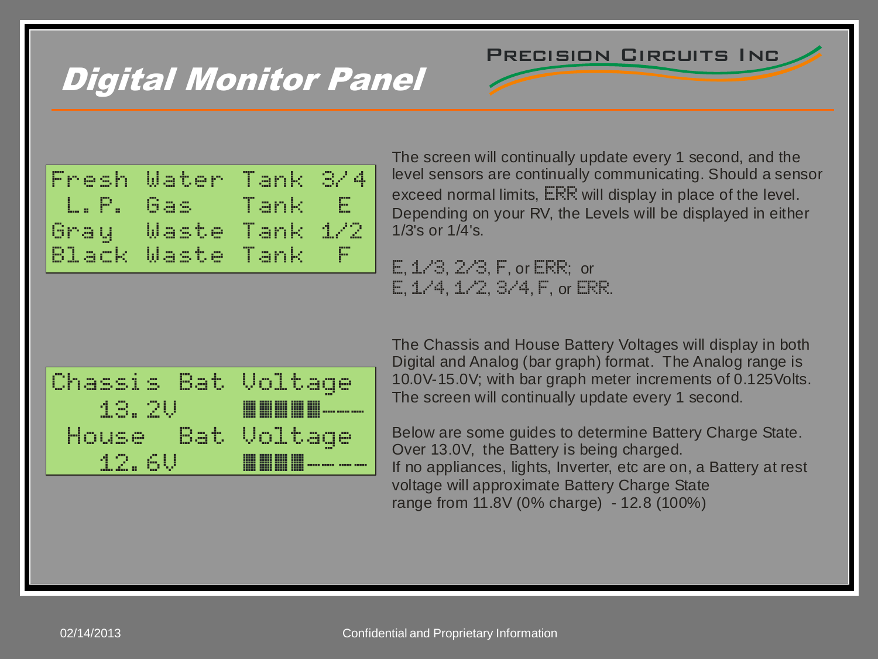# Digital Monitor Panel

PRECISION CIRCUITS INC

```
Fresh Water Tank 3/4
 L.P. Gas   Tank  E
Gray  Waste Tank 1/2
Black Waste Tank  F
```

The screen will continually update every 1 second, and the level sensors are continually communicating. Should a sensor exceed normal limits, ERR will display in place of the level. Depending on your RV, the Levels will be displayed in either 1/3's or 1/4's.

E, 1/3, 2/3, F, or ERR; or
E, 1/4, 1/2, 3/4, F, or ERR.

```
Chassis Bat Voltage
  13.2V     ██████---
 House  Bat Voltage
  12.6V     █████----
```

The Chassis and House Battery Voltages will display in both Digital and Analog (bar graph) format. The Analog range is 10.0V-15.0V; with bar graph meter increments of 0.125Volts. The screen will continually update every 1 second.

Below are some guides to determine Battery Charge State.
Over 13.0V, the Battery is being charged.
If no appliances, lights, Inverter, etc are on, a Battery at rest voltage will approximate Battery Charge State range from 11.8V (0% charge) - 12.8 (100%)

02/14/2013 Confidential and Proprietary Information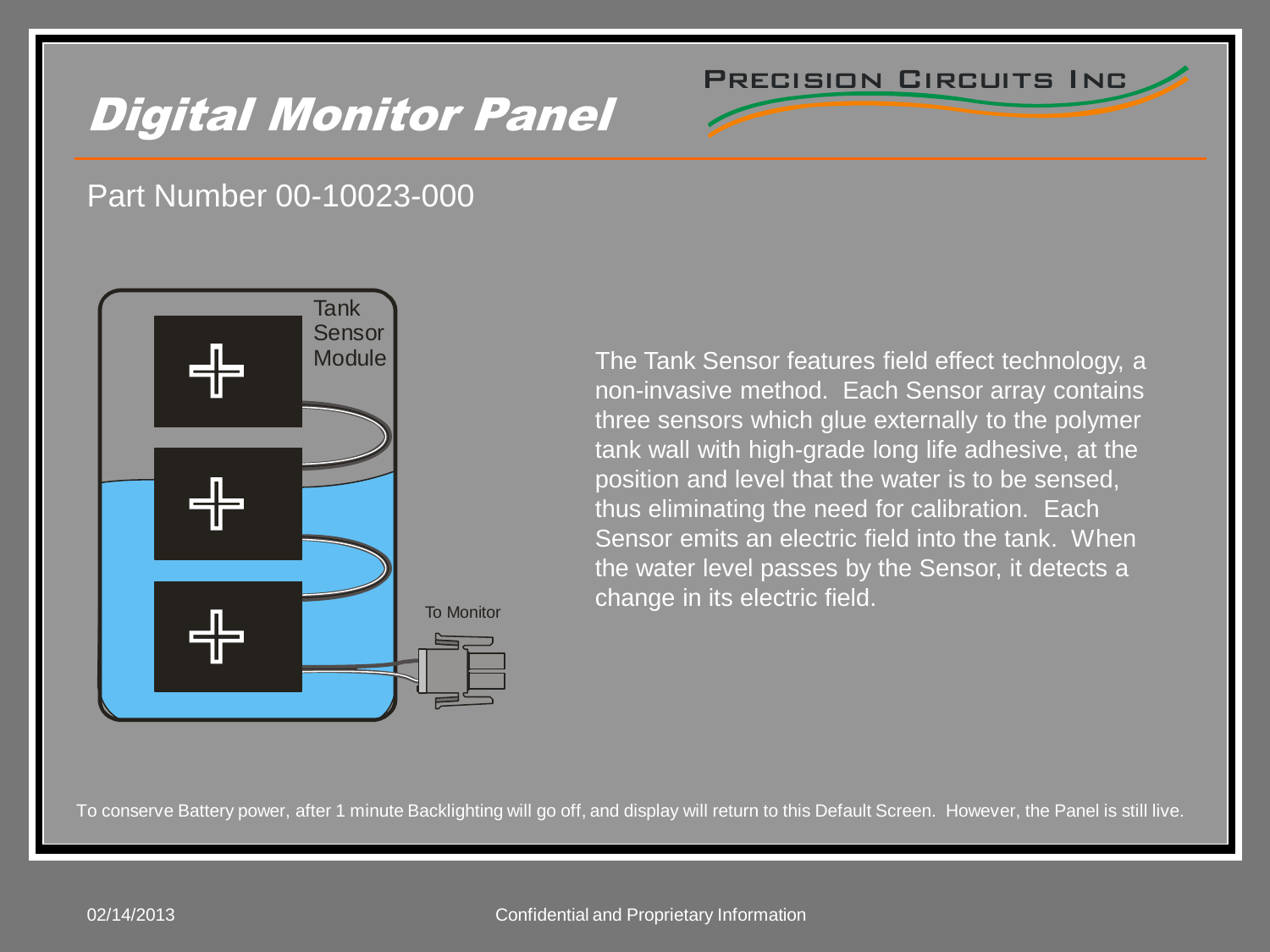# *Digital Monitor Panel*

PRECISION CIRCUITS INC

Part Number 00-10023-000

Tank Sensor Module

To Monitor

The Tank Sensor features field effect technology, a non-invasive method. Each Sensor array contains three sensors which glue externally to the polymer tank wall with high-grade long life adhesive, at the position and level that the water is to be sensed, thus eliminating the need for calibration. Each Sensor emits an electric field into the tank. When the water level passes by the Sensor, it detects a change in its electric field.

To conserve Battery power, after 1 minute Backlighting will go off, and display will return to this Default Screen. However, the Panel is still live.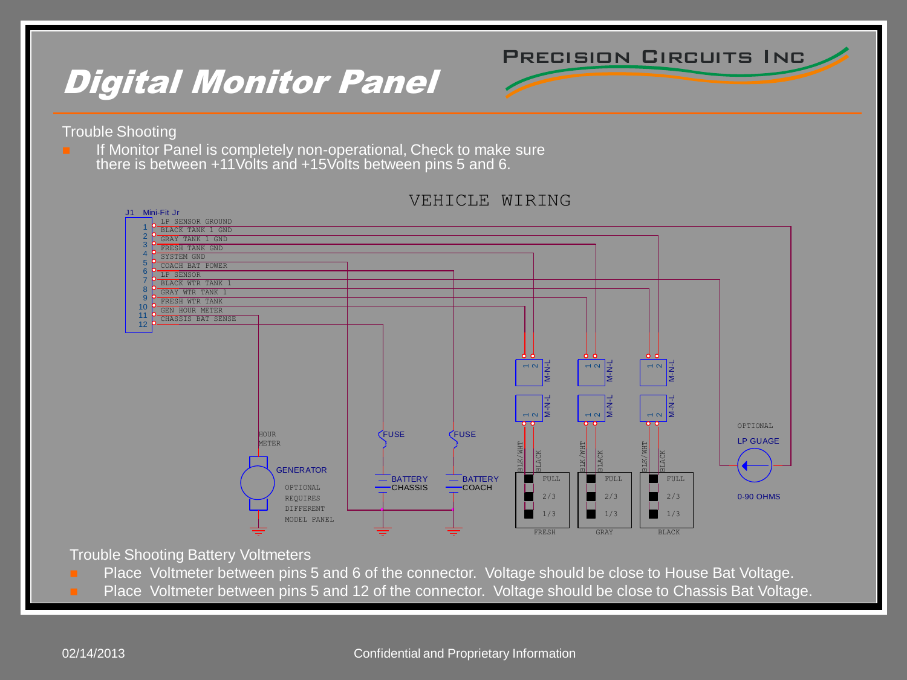# Digital Monitor Panel

PRECISION CIRCUITS INC

Trouble Shooting

- If Monitor Panel is completely non-operational, Check to make sure there is between +11Volts and +15Volts between pins 5 and 6.

VEHICLE WIRING

J1 Mini-Fit Jr

| Pin | Signal |
| --- | --- |
| 1 | LP SENSOR GROUND |
| 2 | BLACK TANK 1 GND |
| 3 | GRAY TANK 1 GND |
| 4 | FRESH TANK GND |
| 5 | SYSTEM GND |
| 6 | COACH BAT POWER |
| 7 | LP SENSOR |
| 8 | BLACK WTR TANK 1 |
| 9 | GRAY WTR TANK 1 |
| 10 | FRESH WTR TANK |
| 11 | GEN HOUR METER |
| 12 | CHASSIS BAT SENSE |

HOUR METER

GENERATOR

OPTIONAL REQUIRES DIFFERENT MODEL PANEL

FUSE

BATTERY CHASSIS

FUSE

BATTERY COACH

M-N-L

BLK/WHT BLACK

FULL 2/3 1/3

FRESH GRAY BLACK

OPTIONAL LP GUAGE

0-90 OHMS

Trouble Shooting Battery Voltmeters

- Place Voltmeter between pins 5 and 6 of the connector. Voltage should be close to House Bat Voltage.
- Place Voltmeter between pins 5 and 12 of the connector. Voltage should be close to Chassis Bat Voltage.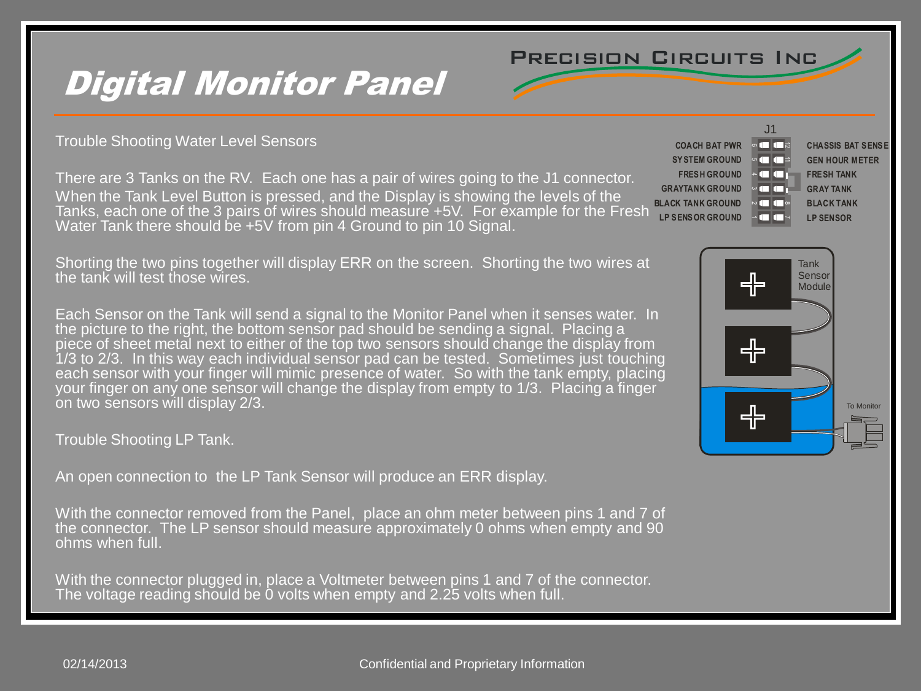# Digital Monitor Panel

PRECISION CIRCUITS INC

Trouble Shooting Water Level Sensors

There are 3 Tanks on the RV. Each one has a pair of wires going to the J1 connector. When the Tank Level Button is pressed, and the Display is showing the levels of the Tanks, each one of the 3 pairs of wires should measure +5V. For example for the Fresh Water Tank there should be +5V from pin 4 Ground to pin 10 Signal.

Shorting the two pins together will display ERR on the screen. Shorting the two wires at the tank will test those wires.

Each Sensor on the Tank will send a signal to the Monitor Panel when it senses water. In the picture to the right, the bottom sensor pad should be sending a signal. Placing a piece of sheet metal next to either of the top two sensors should change the display from 1/3 to 2/3. In this way each individual sensor pad can be tested. Sometimes just touching each sensor with your finger will mimic presence of water. So with the tank empty, placing your finger on any one sensor will change the display from empty to 1/3. Placing a finger on two sensors will display 2/3.

Trouble Shooting LP Tank.

An open connection to the LP Tank Sensor will produce an ERR display.

With the connector removed from the Panel, place an ohm meter between pins 1 and 7 of the connector. The LP sensor should measure approximately 0 ohms when empty and 90 ohms when full.

With the connector plugged in, place a Voltmeter between pins 1 and 7 of the connector. The voltage reading should be 0 volts when empty and 2.25 volts when full.

J1

| Left | Pin | Pin | Right |
|---|---|---|---|
| COACH BAT PWR | 6 | 12 | CHASSIS BAT SENSE |
| SYSTEM GROUND | 5 | 11 | GEN HOUR METER |
| FRESH GROUND | 4 | 10 | FRESH TANK |
| GRAYTANK GROUND | 3 | 9 | GRAY TANK |
| BLACK TANK GROUND | 2 | 8 | BLACK TANK |
| LP SENSOR GROUND | 1 | 7 | LP SENSOR |

Tank Sensor Module

To Monitor

02/14/2013 Confidential and Proprietary Information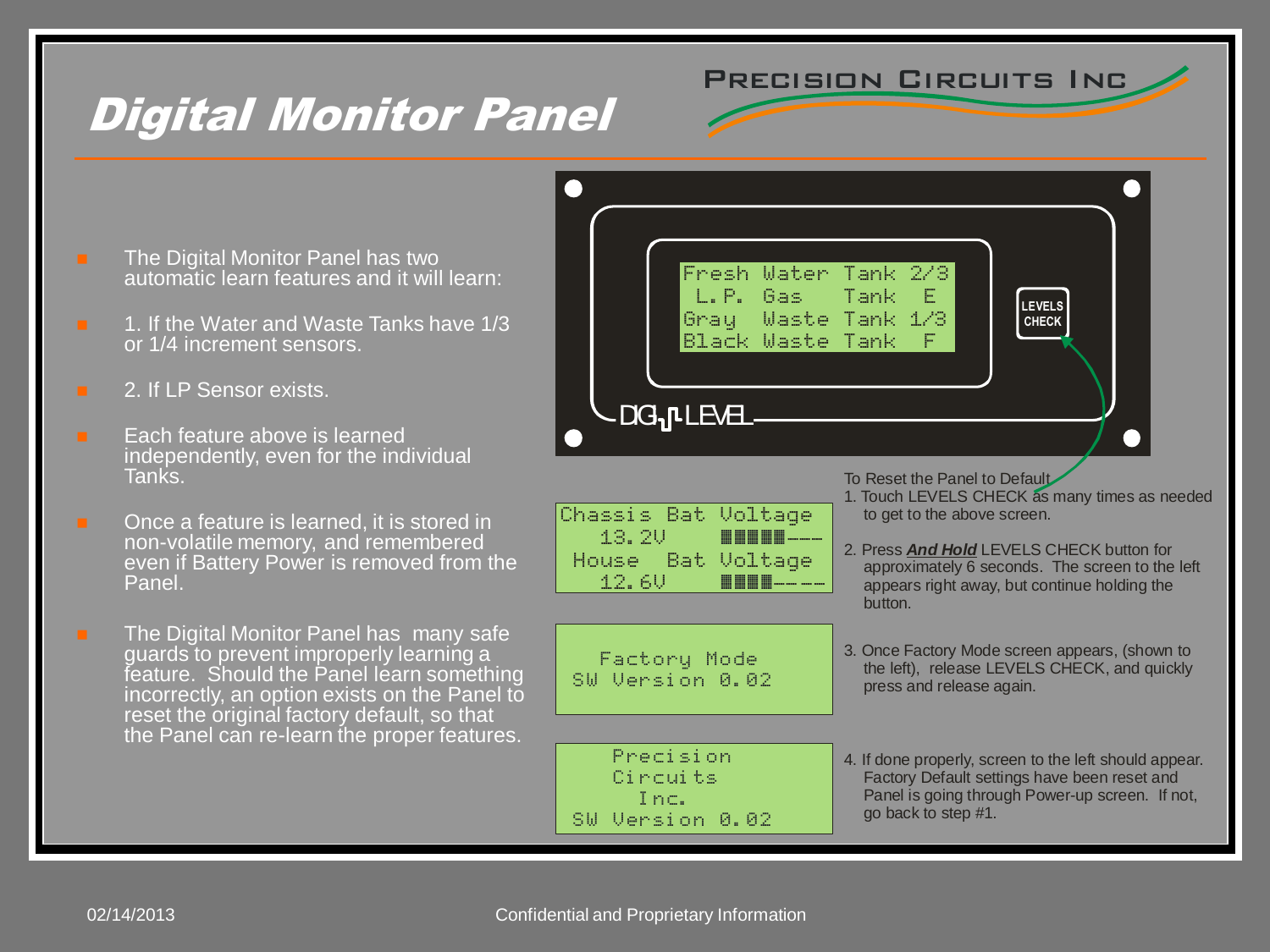# Digital Monitor Panel

PRECISION CIRCUITS INC

- The Digital Monitor Panel has two automatic learn features and it will learn:
- 1. If the Water and Waste Tanks have 1/3 or 1/4 increment sensors.
- 2. If LP Sensor exists.
- Each feature above is learned independently, even for the individual Tanks.
- Once a feature is learned, it is stored in non-volatile memory, and remembered even if Battery Power is removed from the Panel.
- The Digital Monitor Panel has many safe guards to prevent improperly learning a feature. Should the Panel learn something incorrectly, an option exists on the Panel to reset the original factory default, so that the Panel can re-learn the proper features.

Fresh Water Tank 2/3
L.P. Gas Tank E
Gray Waste Tank 1/3
Black Waste Tank F

LEVELS CHECK

DIGI LEVEL

To Reset the Panel to Default

1. Touch LEVELS CHECK as many times as needed to get to the above screen.

Chassis Bat Voltage
13.2V
House Bat Voltage
12.6V

2. Press ***And Hold*** LEVELS CHECK button for approximately 6 seconds. The screen to the left appears right away, but continue holding the button.

Factory Mode
SW Version 0.02

3. Once Factory Mode screen appears, (shown to the left), release LEVELS CHECK, and quickly press and release again.

Precision
Circuits
Inc.
SW Version 0.02

4. If done properly, screen to the left should appear. Factory Default settings have been reset and Panel is going through Power-up screen. If not, go back to step #1.

02/14/2013

Confidential and Proprietary Information